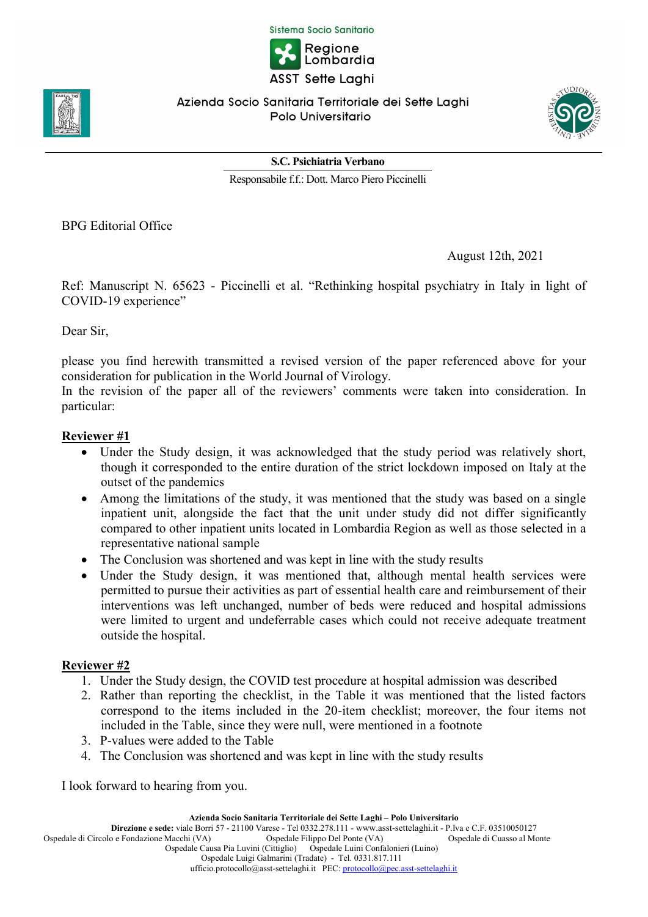Sistema Socio Sanitario

Regione Lombardia

ASST Sette Laghi

Azienda Socio Sanitaria Territoriale dei Sette Laghi
Polo Universitario

**S.C. Psichiatria Verbano**

Responsabile f.f.: Dott. Marco Piero Piccinelli

BPG Editorial Office

August 12th, 2021

Ref: Manuscript N. 65623 - Piccinelli et al. "Rethinking hospital psychiatry in Italy in light of COVID-19 experience"

Dear Sir,

please you find herewith transmitted a revised version of the paper referenced above for your consideration for publication in the World Journal of Virology.
In the revision of the paper all of the reviewers' comments were taken into consideration. In particular:

**Reviewer #1**

- Under the Study design, it was acknowledged that the study period was relatively short, though it corresponded to the entire duration of the strict lockdown imposed on Italy at the outset of the pandemics
- Among the limitations of the study, it was mentioned that the study was based on a single inpatient unit, alongside the fact that the unit under study did not differ significantly compared to other inpatient units located in Lombardia Region as well as those selected in a representative national sample
- The Conclusion was shortened and was kept in line with the study results
- Under the Study design, it was mentioned that, although mental health services were permitted to pursue their activities as part of essential health care and reimbursement of their interventions was left unchanged, number of beds were reduced and hospital admissions were limited to urgent and undeferrable cases which could not receive adequate treatment outside the hospital.

**Reviewer #2**

1. Under the Study design, the COVID test procedure at hospital admission was described
2. Rather than reporting the checklist, in the Table it was mentioned that the listed factors correspond to the items included in the 20-item checklist; moreover, the four items not included in the Table, since they were null, were mentioned in a footnote
3. P-values were added to the Table
4. The Conclusion was shortened and was kept in line with the study results

I look forward to hearing from you.

**Azienda Socio Sanitaria Territoriale dei Sette Laghi – Polo Universitario**
**Direzione e sede:** viale Borri 57 - 21100 Varese - Tel 0332.278.111 - www.asst-settelaghi.it - P.Iva e C.F. 03510050127
Ospedale di Circolo e Fondazione Macchi (VA) Ospedale Filippo Del Ponte (VA) Ospedale di Cuasso al Monte
Ospedale Causa Pia Luvini (Cittiglio) Ospedale Luini Confalonieri (Luino)
Ospedale Luigi Galmarini (Tradate) - Tel. 0331.817.111
ufficio.protocollo@asst-settelaghi.it PEC: protocollo@pec.asst-settelaghi.it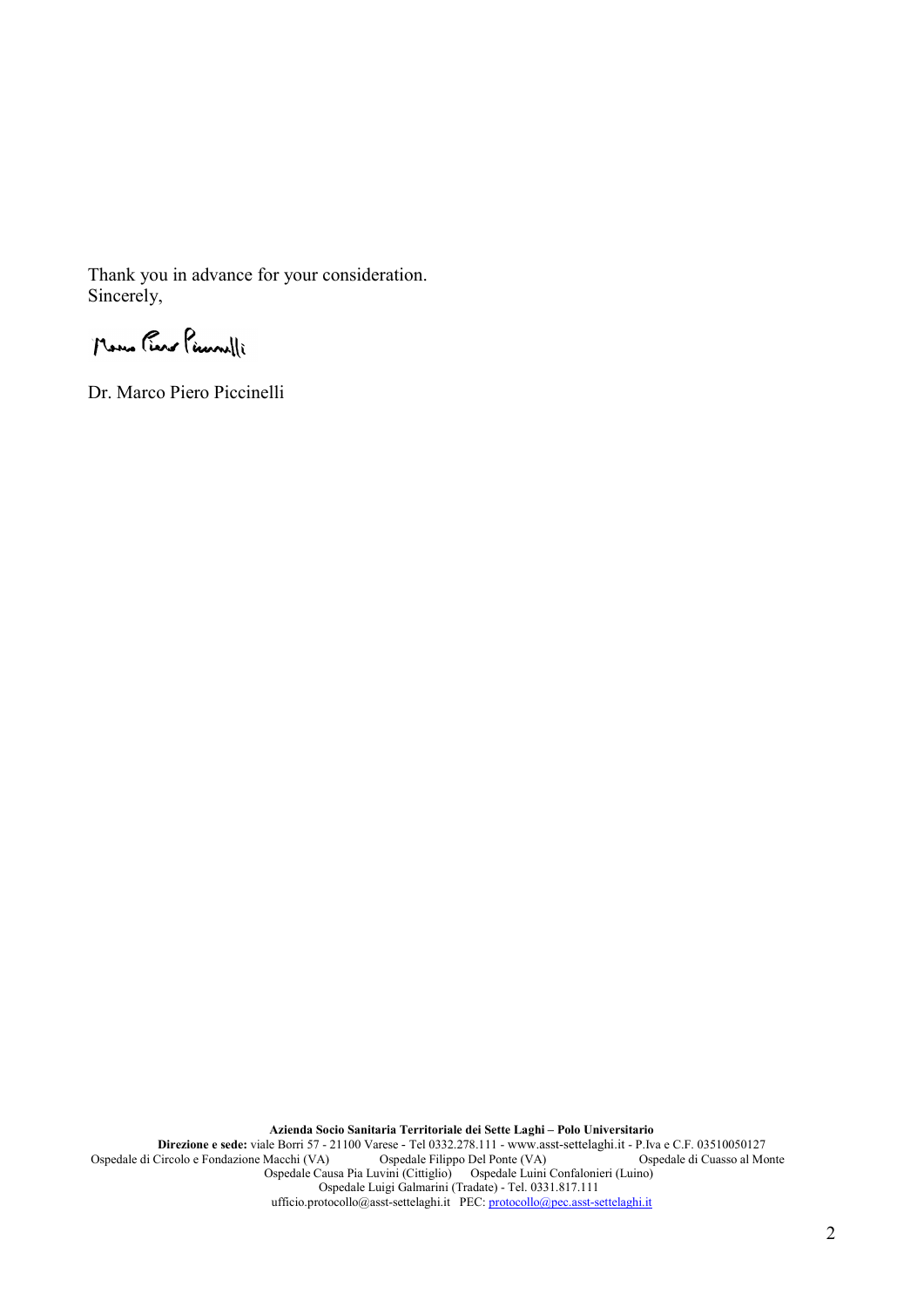Thank you in advance for your consideration.
Sincerely,

Dr. Marco Piero Piccinelli